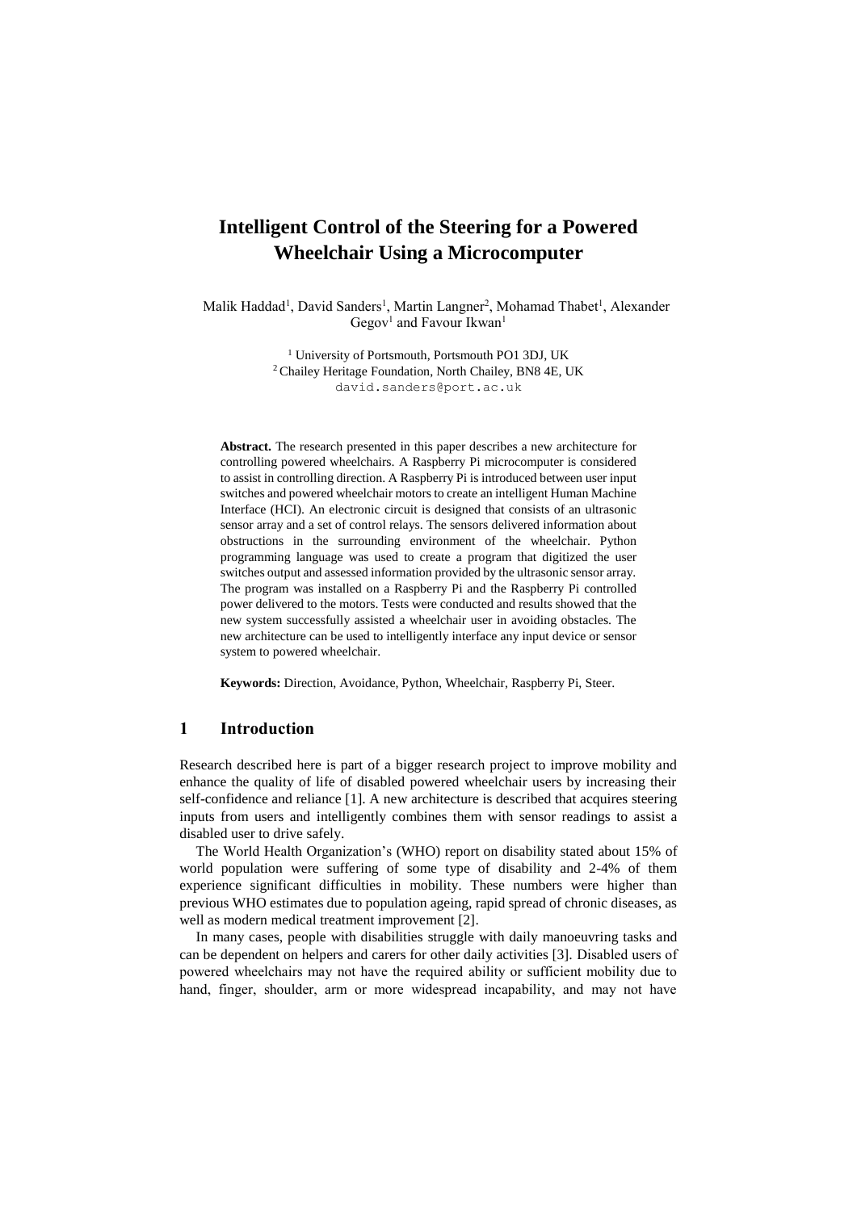# Intelligent Control of the Steering for a Powered Wheelchair Using a Microcomputer

Malik Haddad[1], David Sanders[1], Martin Langner[2], Mohamad Thabet[1], Alexander Gegov[1] and Favour Ikwan[1]

[1] University of Portsmouth, Portsmouth PO1 3DJ, UK
[2] Chailey Heritage Foundation, North Chailey, BN8 4E, UK
david.sanders@port.ac.uk

**Abstract.** The research presented in this paper describes a new architecture for controlling powered wheelchairs. A Raspberry Pi microcomputer is considered to assist in controlling direction. A Raspberry Pi is introduced between user input switches and powered wheelchair motors to create an intelligent Human Machine Interface (HCI). An electronic circuit is designed that consists of an ultrasonic sensor array and a set of control relays. The sensors delivered information about obstructions in the surrounding environment of the wheelchair. Python programming language was used to create a program that digitized the user switches output and assessed information provided by the ultrasonic sensor array. The program was installed on a Raspberry Pi and the Raspberry Pi controlled power delivered to the motors. Tests were conducted and results showed that the new system successfully assisted a wheelchair user in avoiding obstacles. The new architecture can be used to intelligently interface any input device or sensor system to powered wheelchair.

**Keywords:** Direction, Avoidance, Python, Wheelchair, Raspberry Pi, Steer.

## 1 Introduction

Research described here is part of a bigger research project to improve mobility and enhance the quality of life of disabled powered wheelchair users by increasing their self-confidence and reliance [1]. A new architecture is described that acquires steering inputs from users and intelligently combines them with sensor readings to assist a disabled user to drive safely.

The World Health Organization's (WHO) report on disability stated about 15% of world population were suffering of some type of disability and 2-4% of them experience significant difficulties in mobility. These numbers were higher than previous WHO estimates due to population ageing, rapid spread of chronic diseases, as well as modern medical treatment improvement [2].

In many cases, people with disabilities struggle with daily manoeuvring tasks and can be dependent on helpers and carers for other daily activities [3]. Disabled users of powered wheelchairs may not have the required ability or sufficient mobility due to hand, finger, shoulder, arm or more widespread incapability, and may not have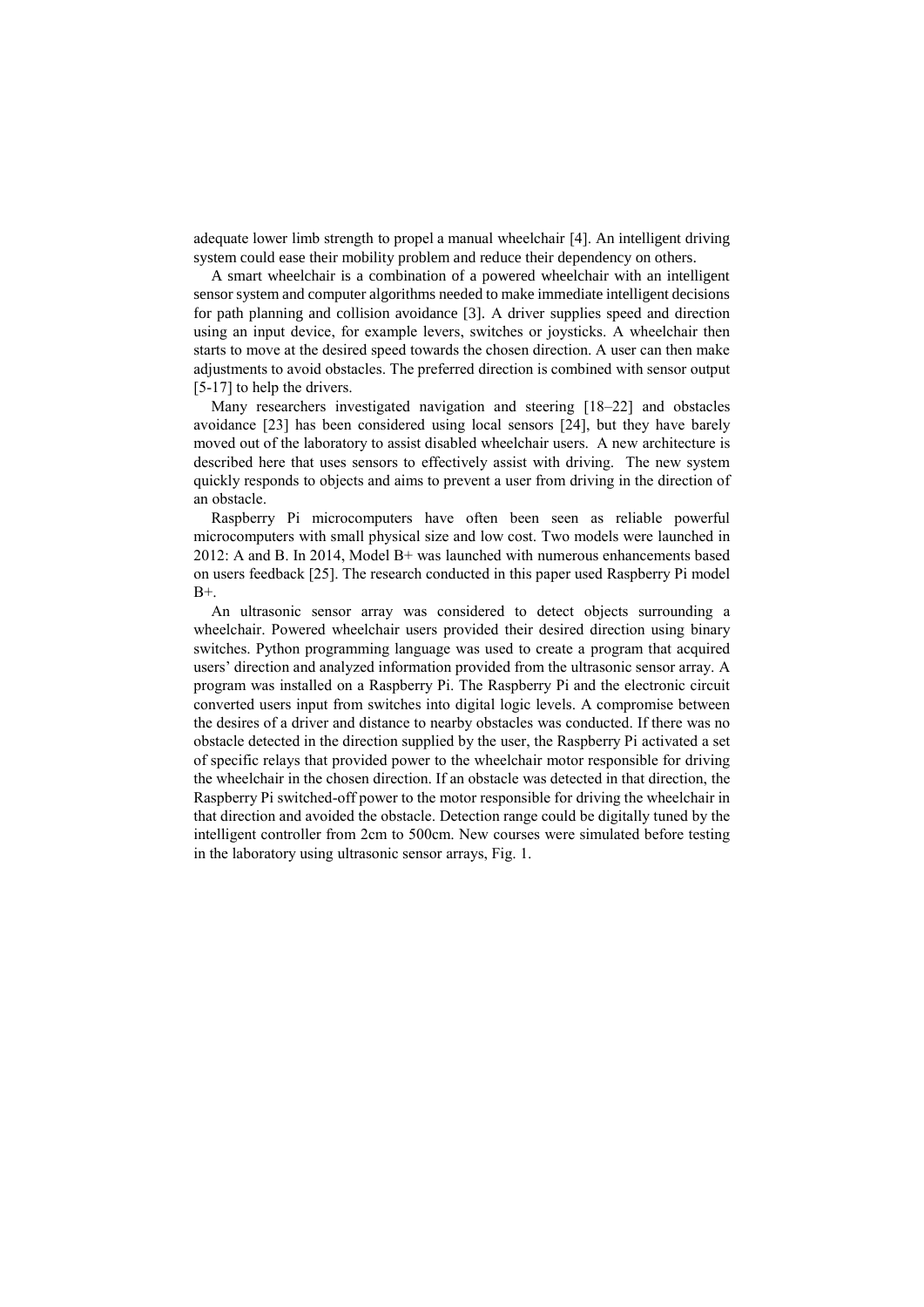adequate lower limb strength to propel a manual wheelchair [4]. An intelligent driving system could ease their mobility problem and reduce their dependency on others.

A smart wheelchair is a combination of a powered wheelchair with an intelligent sensor system and computer algorithms needed to make immediate intelligent decisions for path planning and collision avoidance [3]. A driver supplies speed and direction using an input device, for example levers, switches or joysticks. A wheelchair then starts to move at the desired speed towards the chosen direction. A user can then make adjustments to avoid obstacles. The preferred direction is combined with sensor output [5-17] to help the drivers.

Many researchers investigated navigation and steering [18–22] and obstacles avoidance [23] has been considered using local sensors [24], but they have barely moved out of the laboratory to assist disabled wheelchair users. A new architecture is described here that uses sensors to effectively assist with driving. The new system quickly responds to objects and aims to prevent a user from driving in the direction of an obstacle.

Raspberry Pi microcomputers have often been seen as reliable powerful microcomputers with small physical size and low cost. Two models were launched in 2012: A and B. In 2014, Model B+ was launched with numerous enhancements based on users feedback [25]. The research conducted in this paper used Raspberry Pi model B+.

An ultrasonic sensor array was considered to detect objects surrounding a wheelchair. Powered wheelchair users provided their desired direction using binary switches. Python programming language was used to create a program that acquired users' direction and analyzed information provided from the ultrasonic sensor array. A program was installed on a Raspberry Pi. The Raspberry Pi and the electronic circuit converted users input from switches into digital logic levels. A compromise between the desires of a driver and distance to nearby obstacles was conducted. If there was no obstacle detected in the direction supplied by the user, the Raspberry Pi activated a set of specific relays that provided power to the wheelchair motor responsible for driving the wheelchair in the chosen direction. If an obstacle was detected in that direction, the Raspberry Pi switched-off power to the motor responsible for driving the wheelchair in that direction and avoided the obstacle. Detection range could be digitally tuned by the intelligent controller from 2cm to 500cm. New courses were simulated before testing in the laboratory using ultrasonic sensor arrays, Fig. 1.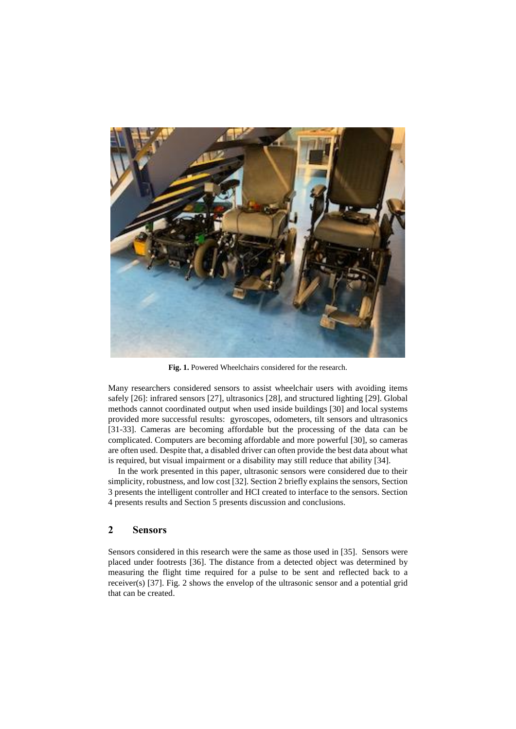Fig. 1. Powered Wheelchairs considered for the research.

Many researchers considered sensors to assist wheelchair users with avoiding items safely [26]: infrared sensors [27], ultrasonics [28], and structured lighting [29]. Global methods cannot coordinated output when used inside buildings [30] and local systems provided more successful results: gyroscopes, odometers, tilt sensors and ultrasonics [31-33]. Cameras are becoming affordable but the processing of the data can be complicated. Computers are becoming affordable and more powerful [30], so cameras are often used. Despite that, a disabled driver can often provide the best data about what is required, but visual impairment or a disability may still reduce that ability [34].

In the work presented in this paper, ultrasonic sensors were considered due to their simplicity, robustness, and low cost [32]. Section 2 briefly explains the sensors, Section 3 presents the intelligent controller and HCI created to interface to the sensors. Section 4 presents results and Section 5 presents discussion and conclusions.

## 2 Sensors

Sensors considered in this research were the same as those used in [35]. Sensors were placed under footrests [36]. The distance from a detected object was determined by measuring the flight time required for a pulse to be sent and reflected back to a receiver(s) [37]. Fig. 2 shows the envelop of the ultrasonic sensor and a potential grid that can be created.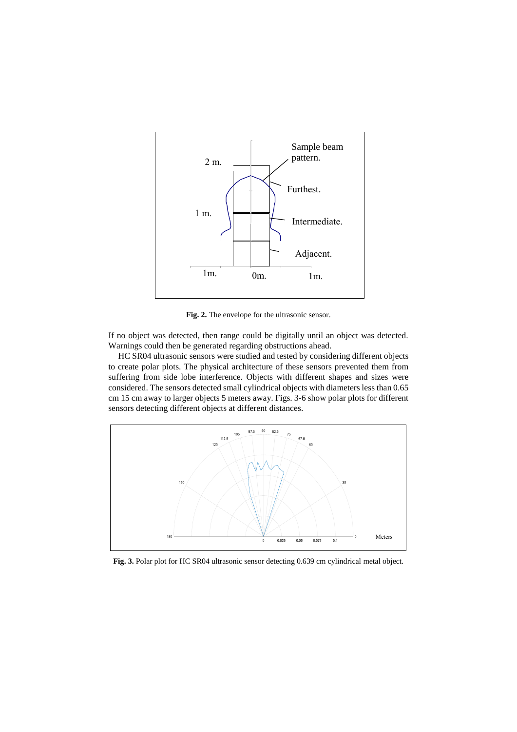**Fig. 2.** The envelope for the ultrasonic sensor.

If no object was detected, then range could be digitally until an object was detected. Warnings could then be generated regarding obstructions ahead.

HC SR04 ultrasonic sensors were studied and tested by considering different objects to create polar plots. The physical architecture of these sensors prevented them from suffering from side lobe interference. Objects with different shapes and sizes were considered. The sensors detected small cylindrical objects with diameters less than 0.65 cm 15 cm away to larger objects 5 meters away. Figs. 3-6 show polar plots for different sensors detecting different objects at different distances.

**Fig. 3.** Polar plot for HC SR04 ultrasonic sensor detecting 0.639 cm cylindrical metal object.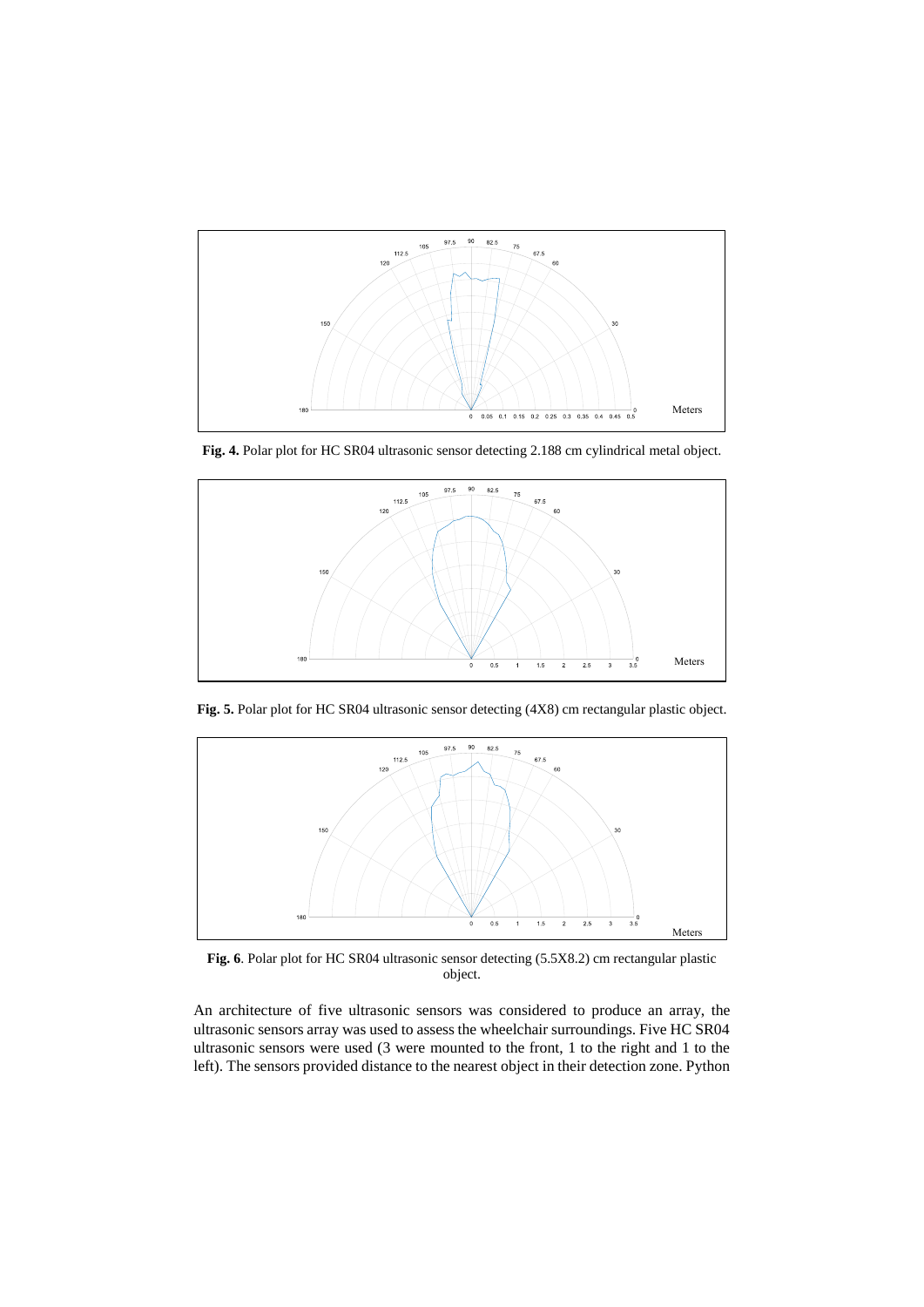**Fig. 4.** Polar plot for HC SR04 ultrasonic sensor detecting 2.188 cm cylindrical metal object.

**Fig. 5.** Polar plot for HC SR04 ultrasonic sensor detecting (4X8) cm rectangular plastic object.

**Fig. 6**. Polar plot for HC SR04 ultrasonic sensor detecting (5.5X8.2) cm rectangular plastic object.

An architecture of five ultrasonic sensors was considered to produce an array, the ultrasonic sensors array was used to assess the wheelchair surroundings. Five HC SR04 ultrasonic sensors were used (3 were mounted to the front, 1 to the right and 1 to the left). The sensors provided distance to the nearest object in their detection zone. Python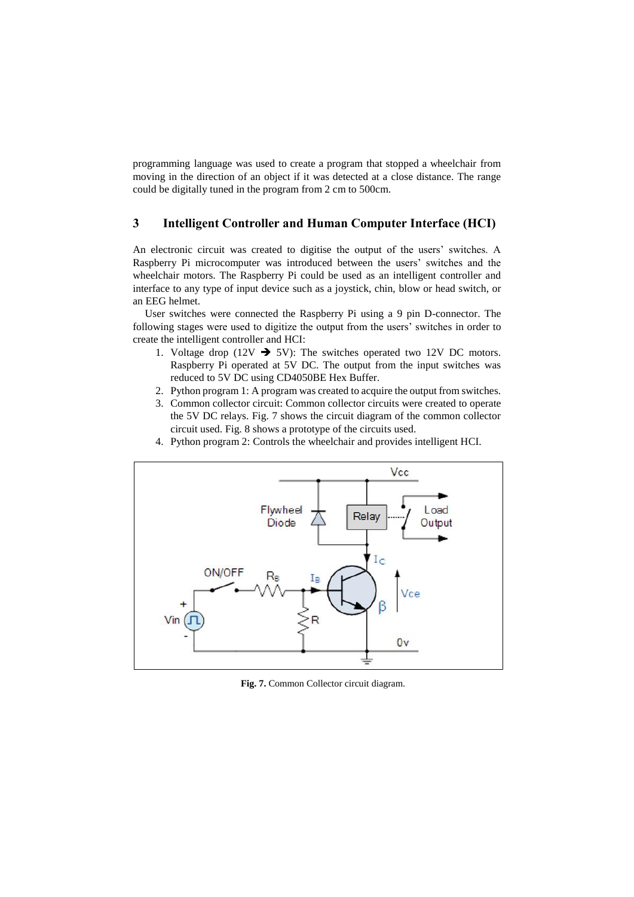programming language was used to create a program that stopped a wheelchair from moving in the direction of an object if it was detected at a close distance. The range could be digitally tuned in the program from 2 cm to 500cm.

## 3 Intelligent Controller and Human Computer Interface (HCI)

An electronic circuit was created to digitise the output of the users' switches. A Raspberry Pi microcomputer was introduced between the users' switches and the wheelchair motors. The Raspberry Pi could be used as an intelligent controller and interface to any type of input device such as a joystick, chin, blow or head switch, or an EEG helmet.

User switches were connected the Raspberry Pi using a 9 pin D-connector. The following stages were used to digitize the output from the users' switches in order to create the intelligent controller and HCI:

1. Voltage drop (12V ➔ 5V): The switches operated two 12V DC motors. Raspberry Pi operated at 5V DC. The output from the input switches was reduced to 5V DC using CD4050BE Hex Buffer.
2. Python program 1: A program was created to acquire the output from switches.
3. Common collector circuit: Common collector circuits were created to operate the 5V DC relays. Fig. 7 shows the circuit diagram of the common collector circuit used. Fig. 8 shows a prototype of the circuits used.
4. Python program 2: Controls the wheelchair and provides intelligent HCI.

**Fig. 7.** Common Collector circuit diagram.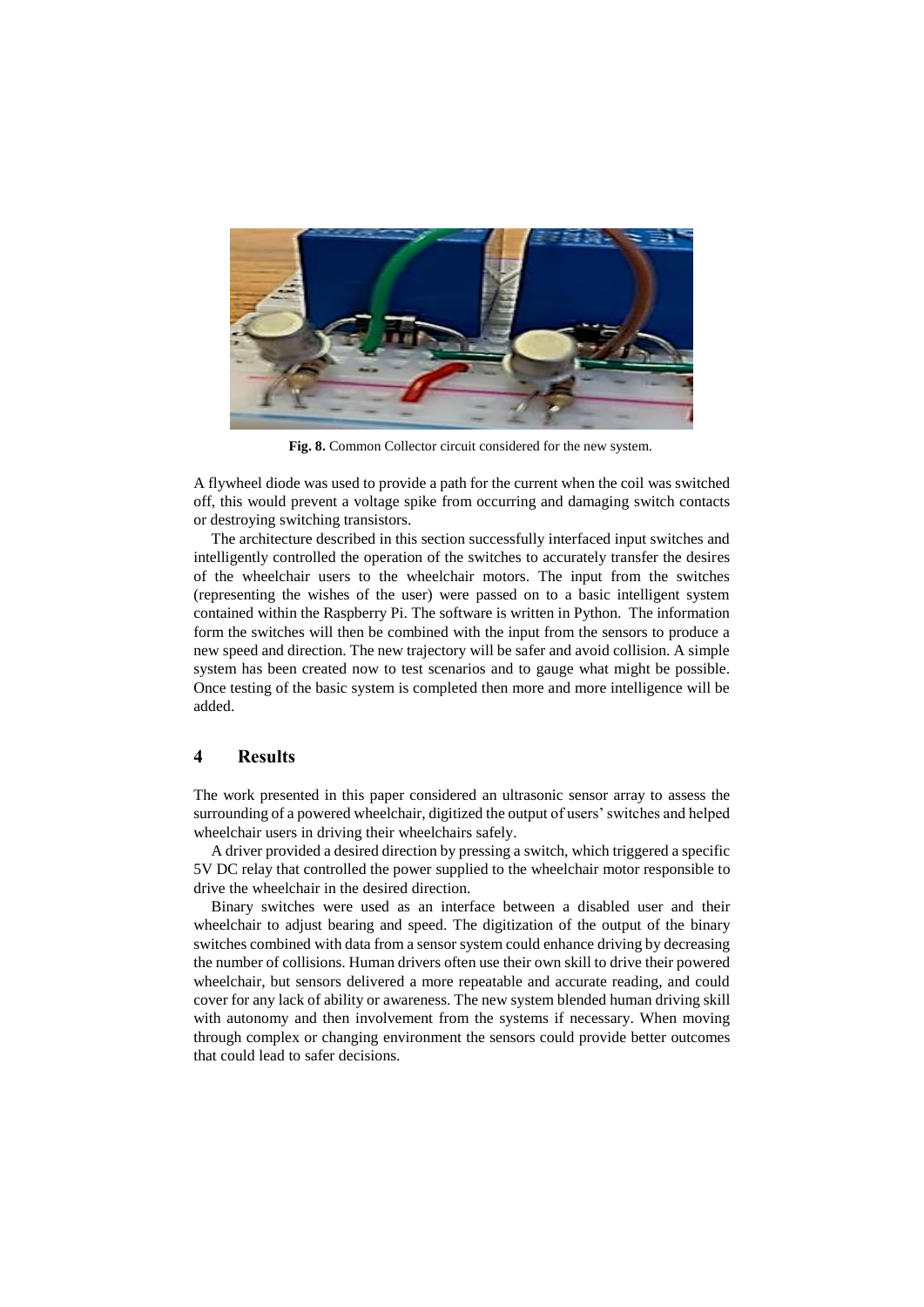**Fig. 8.** Common Collector circuit considered for the new system.

A flywheel diode was used to provide a path for the current when the coil was switched off, this would prevent a voltage spike from occurring and damaging switch contacts or destroying switching transistors.

The architecture described in this section successfully interfaced input switches and intelligently controlled the operation of the switches to accurately transfer the desires of the wheelchair users to the wheelchair motors. The input from the switches (representing the wishes of the user) were passed on to a basic intelligent system contained within the Raspberry Pi. The software is written in Python. The information form the switches will then be combined with the input from the sensors to produce a new speed and direction. The new trajectory will be safer and avoid collision. A simple system has been created now to test scenarios and to gauge what might be possible. Once testing of the basic system is completed then more and more intelligence will be added.

## 4 Results

The work presented in this paper considered an ultrasonic sensor array to assess the surrounding of a powered wheelchair, digitized the output of users' switches and helped wheelchair users in driving their wheelchairs safely.

A driver provided a desired direction by pressing a switch, which triggered a specific 5V DC relay that controlled the power supplied to the wheelchair motor responsible to drive the wheelchair in the desired direction.

Binary switches were used as an interface between a disabled user and their wheelchair to adjust bearing and speed. The digitization of the output of the binary switches combined with data from a sensor system could enhance driving by decreasing the number of collisions. Human drivers often use their own skill to drive their powered wheelchair, but sensors delivered a more repeatable and accurate reading, and could cover for any lack of ability or awareness. The new system blended human driving skill with autonomy and then involvement from the systems if necessary. When moving through complex or changing environment the sensors could provide better outcomes that could lead to safer decisions.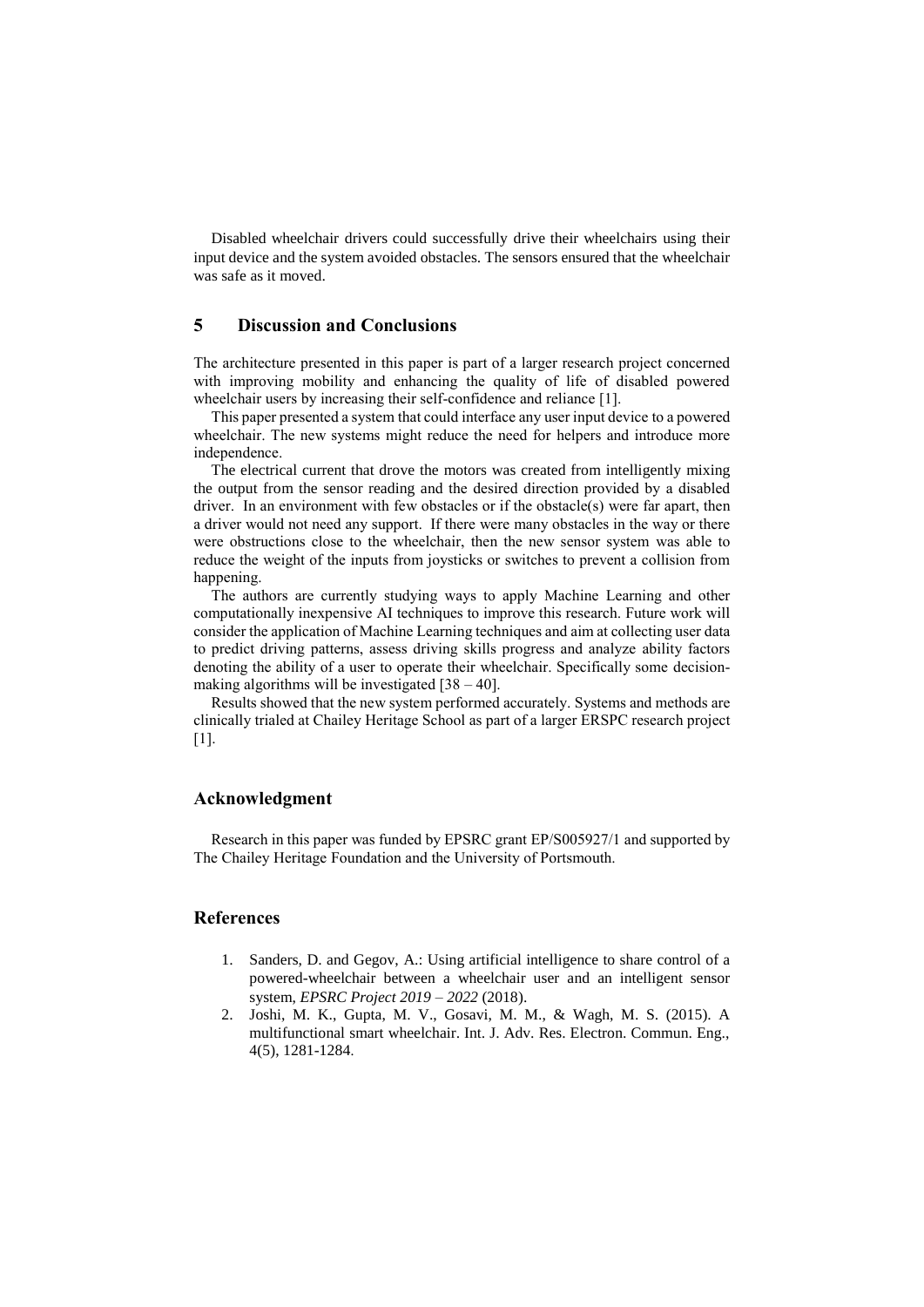Disabled wheelchair drivers could successfully drive their wheelchairs using their input device and the system avoided obstacles. The sensors ensured that the wheelchair was safe as it moved.

## 5 Discussion and Conclusions

The architecture presented in this paper is part of a larger research project concerned with improving mobility and enhancing the quality of life of disabled powered wheelchair users by increasing their self-confidence and reliance [1].

This paper presented a system that could interface any user input device to a powered wheelchair. The new systems might reduce the need for helpers and introduce more independence.

The electrical current that drove the motors was created from intelligently mixing the output from the sensor reading and the desired direction provided by a disabled driver. In an environment with few obstacles or if the obstacle(s) were far apart, then a driver would not need any support. If there were many obstacles in the way or there were obstructions close to the wheelchair, then the new sensor system was able to reduce the weight of the inputs from joysticks or switches to prevent a collision from happening.

The authors are currently studying ways to apply Machine Learning and other computationally inexpensive AI techniques to improve this research. Future work will consider the application of Machine Learning techniques and aim at collecting user data to predict driving patterns, assess driving skills progress and analyze ability factors denoting the ability of a user to operate their wheelchair. Specifically some decision-making algorithms will be investigated [38 – 40].

Results showed that the new system performed accurately. Systems and methods are clinically trialed at Chailey Heritage School as part of a larger ERSPC research project [1].

## Acknowledgment

Research in this paper was funded by EPSRC grant EP/S005927/1 and supported by The Chailey Heritage Foundation and the University of Portsmouth.

## References

1. Sanders, D. and Gegov, A.: Using artificial intelligence to share control of a powered-wheelchair between a wheelchair user and an intelligent sensor system, *EPSRC Project 2019 – 2022* (2018).
2. Joshi, M. K., Gupta, M. V., Gosavi, M. M., & Wagh, M. S. (2015). A multifunctional smart wheelchair. Int. J. Adv. Res. Electron. Commun. Eng., 4(5), 1281-1284.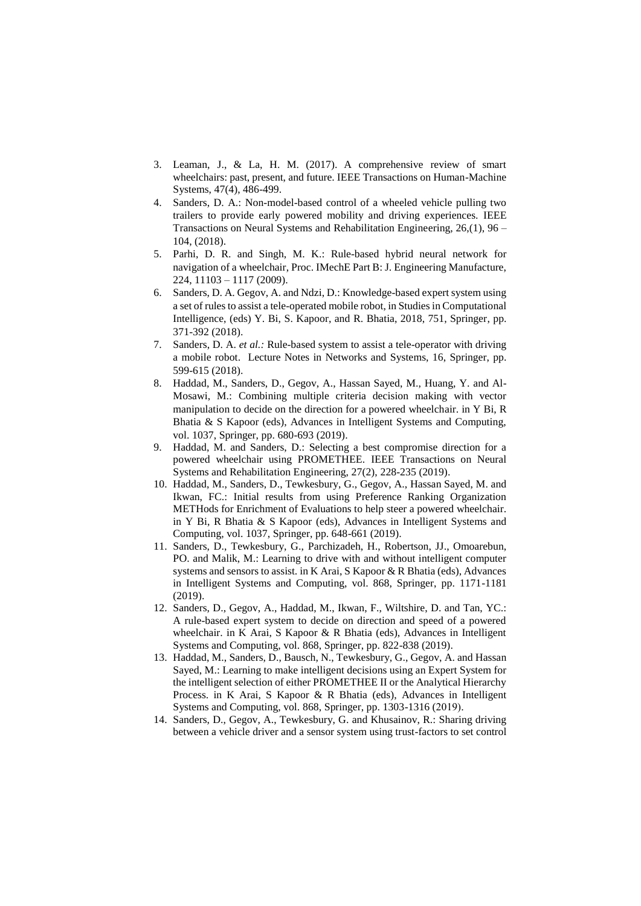3. Leaman, J., & La, H. M. (2017). A comprehensive review of smart wheelchairs: past, present, and future. IEEE Transactions on Human-Machine Systems, 47(4), 486-499.
4. Sanders, D. A.: Non-model-based control of a wheeled vehicle pulling two trailers to provide early powered mobility and driving experiences. IEEE Transactions on Neural Systems and Rehabilitation Engineering, 26,(1), 96 – 104, (2018).
5. Parhi, D. R. and Singh, M. K.: Rule-based hybrid neural network for navigation of a wheelchair, Proc. IMechE Part B: J. Engineering Manufacture, 224, 11103 – 1117 (2009).
6. Sanders, D. A. Gegov, A. and Ndzi, D.: Knowledge-based expert system using a set of rules to assist a tele-operated mobile robot, in Studies in Computational Intelligence, (eds) Y. Bi, S. Kapoor, and R. Bhatia, 2018, 751, Springer, pp. 371-392 (2018).
7. Sanders, D. A. *et al.:* Rule-based system to assist a tele-operator with driving a mobile robot. Lecture Notes in Networks and Systems, 16, Springer, pp. 599-615 (2018).
8. Haddad, M., Sanders, D., Gegov, A., Hassan Sayed, M., Huang, Y. and Al-Mosawi, M.: Combining multiple criteria decision making with vector manipulation to decide on the direction for a powered wheelchair. in Y Bi, R Bhatia & S Kapoor (eds), Advances in Intelligent Systems and Computing, vol. 1037, Springer, pp. 680-693 (2019).
9. Haddad, M. and Sanders, D.: Selecting a best compromise direction for a powered wheelchair using PROMETHEE. IEEE Transactions on Neural Systems and Rehabilitation Engineering, 27(2), 228-235 (2019).
10. Haddad, M., Sanders, D., Tewkesbury, G., Gegov, A., Hassan Sayed, M. and Ikwan, FC.: Initial results from using Preference Ranking Organization METHods for Enrichment of Evaluations to help steer a powered wheelchair. in Y Bi, R Bhatia & S Kapoor (eds), Advances in Intelligent Systems and Computing, vol. 1037, Springer, pp. 648-661 (2019).
11. Sanders, D., Tewkesbury, G., Parchizadeh, H., Robertson, JJ., Omoarebun, PO. and Malik, M.: Learning to drive with and without intelligent computer systems and sensors to assist. in K Arai, S Kapoor & R Bhatia (eds), Advances in Intelligent Systems and Computing, vol. 868, Springer, pp. 1171-1181 (2019).
12. Sanders, D., Gegov, A., Haddad, M., Ikwan, F., Wiltshire, D. and Tan, YC.: A rule-based expert system to decide on direction and speed of a powered wheelchair. in K Arai, S Kapoor & R Bhatia (eds), Advances in Intelligent Systems and Computing, vol. 868, Springer, pp. 822-838 (2019).
13. Haddad, M., Sanders, D., Bausch, N., Tewkesbury, G., Gegov, A. and Hassan Sayed, M.: Learning to make intelligent decisions using an Expert System for the intelligent selection of either PROMETHEE II or the Analytical Hierarchy Process. in K Arai, S Kapoor & R Bhatia (eds), Advances in Intelligent Systems and Computing, vol. 868, Springer, pp. 1303-1316 (2019).
14. Sanders, D., Gegov, A., Tewkesbury, G. and Khusainov, R.: Sharing driving between a vehicle driver and a sensor system using trust-factors to set control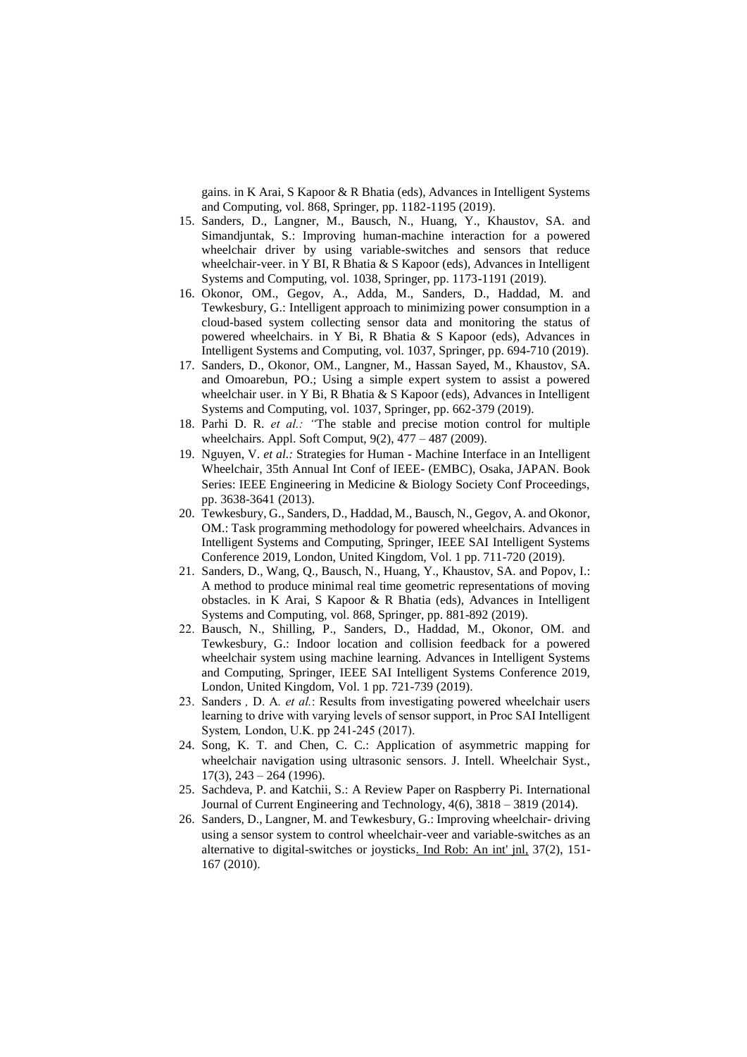gains. in K Arai, S Kapoor & R Bhatia (eds), Advances in Intelligent Systems and Computing, vol. 868, Springer, pp. 1182-1195 (2019).

15. Sanders, D., Langner, M., Bausch, N., Huang, Y., Khaustov, SA. and Simandjuntak, S.: Improving human-machine interaction for a powered wheelchair driver by using variable-switches and sensors that reduce wheelchair-veer. in Y BI, R Bhatia & S Kapoor (eds), Advances in Intelligent Systems and Computing, vol. 1038, Springer, pp. 1173-1191 (2019).
16. Okonor, OM., Gegov, A., Adda, M., Sanders, D., Haddad, M. and Tewkesbury, G.: Intelligent approach to minimizing power consumption in a cloud-based system collecting sensor data and monitoring the status of powered wheelchairs. in Y Bi, R Bhatia & S Kapoor (eds), Advances in Intelligent Systems and Computing, vol. 1037, Springer, pp. 694-710 (2019).
17. Sanders, D., Okonor, OM., Langner, M., Hassan Sayed, M., Khaustov, SA. and Omoarebun, PO.; Using a simple expert system to assist a powered wheelchair user. in Y Bi, R Bhatia & S Kapoor (eds), Advances in Intelligent Systems and Computing, vol. 1037, Springer, pp. 662-379 (2019).
18. Parhi D. R. *et al.:* "The stable and precise motion control for multiple wheelchairs. Appl. Soft Comput, 9(2), 477 – 487 (2009).
19. Nguyen, V. *et al.:* Strategies for Human - Machine Interface in an Intelligent Wheelchair, 35th Annual Int Conf of IEEE- (EMBC), Osaka, JAPAN. Book Series: IEEE Engineering in Medicine & Biology Society Conf Proceedings, pp. 3638-3641 (2013).
20. Tewkesbury, G., Sanders, D., Haddad, M., Bausch, N., Gegov, A. and Okonor, OM.: Task programming methodology for powered wheelchairs. Advances in Intelligent Systems and Computing, Springer, IEEE SAI Intelligent Systems Conference 2019, London, United Kingdom, Vol. 1 pp. 711-720 (2019).
21. Sanders, D., Wang, Q., Bausch, N., Huang, Y., Khaustov, SA. and Popov, I.: A method to produce minimal real time geometric representations of moving obstacles. in K Arai, S Kapoor & R Bhatia (eds), Advances in Intelligent Systems and Computing, vol. 868, Springer, pp. 881-892 (2019).
22. Bausch, N., Shilling, P., Sanders, D., Haddad, M., Okonor, OM. and Tewkesbury, G.: Indoor location and collision feedback for a powered wheelchair system using machine learning. Advances in Intelligent Systems and Computing, Springer, IEEE SAI Intelligent Systems Conference 2019, London, United Kingdom, Vol. 1 pp. 721-739 (2019).
23. Sanders , D. A*. et al.*: Results from investigating powered wheelchair users learning to drive with varying levels of sensor support, in Proc SAI Intelligent System*,* London, U.K. pp 241-245 (2017).
24. Song, K. T. and Chen, C. C.: Application of asymmetric mapping for wheelchair navigation using ultrasonic sensors. J. Intell. Wheelchair Syst., 17(3), 243 – 264 (1996).
25. Sachdeva, P. and Katchii, S.: A Review Paper on Raspberry Pi. International Journal of Current Engineering and Technology, 4(6), 3818 – 3819 (2014).
26. Sanders, D., Langner, M. and Tewkesbury, G.: Improving wheelchair- driving using a sensor system to control wheelchair-veer and variable-switches as an alternative to digital-switches or joysticks. Ind Rob: An int' jnl, 37(2), 151-167 (2010).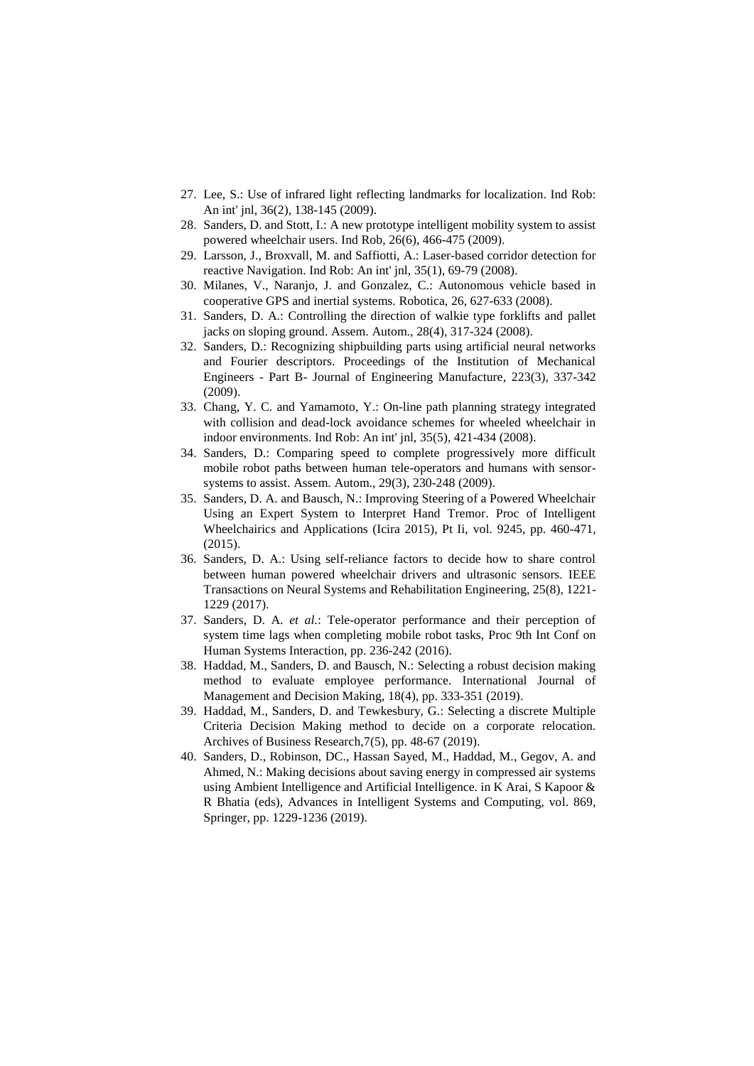27. Lee, S.: Use of infrared light reflecting landmarks for localization. Ind Rob: An int' jnl, 36(2), 138-145 (2009).
28. Sanders, D. and Stott, I.: A new prototype intelligent mobility system to assist powered wheelchair users. Ind Rob, 26(6), 466-475 (2009).
29. Larsson, J., Broxvall, M. and Saffiotti, A.: Laser-based corridor detection for reactive Navigation. Ind Rob: An int' jnl, 35(1), 69-79 (2008).
30. Milanes, V., Naranjo, J. and Gonzalez, C.: Autonomous vehicle based in cooperative GPS and inertial systems. Robotica, 26, 627-633 (2008).
31. Sanders, D. A.: Controlling the direction of walkie type forklifts and pallet jacks on sloping ground. Assem. Autom., 28(4), 317-324 (2008).
32. Sanders, D.: Recognizing shipbuilding parts using artificial neural networks and Fourier descriptors. Proceedings of the Institution of Mechanical Engineers - Part B- Journal of Engineering Manufacture, 223(3), 337-342 (2009).
33. Chang, Y. C. and Yamamoto, Y.: On-line path planning strategy integrated with collision and dead-lock avoidance schemes for wheeled wheelchair in indoor environments. Ind Rob: An int' jnl, 35(5), 421-434 (2008).
34. Sanders, D.: Comparing speed to complete progressively more difficult mobile robot paths between human tele-operators and humans with sensor-systems to assist. Assem. Autom., 29(3), 230-248 (2009).
35. Sanders, D. A. and Bausch, N.: Improving Steering of a Powered Wheelchair Using an Expert System to Interpret Hand Tremor. Proc of Intelligent Wheelchairics and Applications (Icira 2015), Pt Ii, vol. 9245, pp. 460-471, (2015).
36. Sanders, D. A.: Using self-reliance factors to decide how to share control between human powered wheelchair drivers and ultrasonic sensors. IEEE Transactions on Neural Systems and Rehabilitation Engineering, 25(8), 1221-1229 (2017).
37. Sanders, D. A. *et al.*: Tele-operator performance and their perception of system time lags when completing mobile robot tasks, Proc 9th Int Conf on Human Systems Interaction, pp. 236-242 (2016).
38. Haddad, M., Sanders, D. and Bausch, N.: Selecting a robust decision making method to evaluate employee performance. International Journal of Management and Decision Making, 18(4), pp. 333-351 (2019).
39. Haddad, M., Sanders, D. and Tewkesbury, G.: Selecting a discrete Multiple Criteria Decision Making method to decide on a corporate relocation. Archives of Business Research,7(5), pp. 48-67 (2019).
40. Sanders, D., Robinson, DC., Hassan Sayed, M., Haddad, M., Gegov, A. and Ahmed, N.: Making decisions about saving energy in compressed air systems using Ambient Intelligence and Artificial Intelligence. in K Arai, S Kapoor & R Bhatia (eds), Advances in Intelligent Systems and Computing, vol. 869, Springer, pp. 1229-1236 (2019).